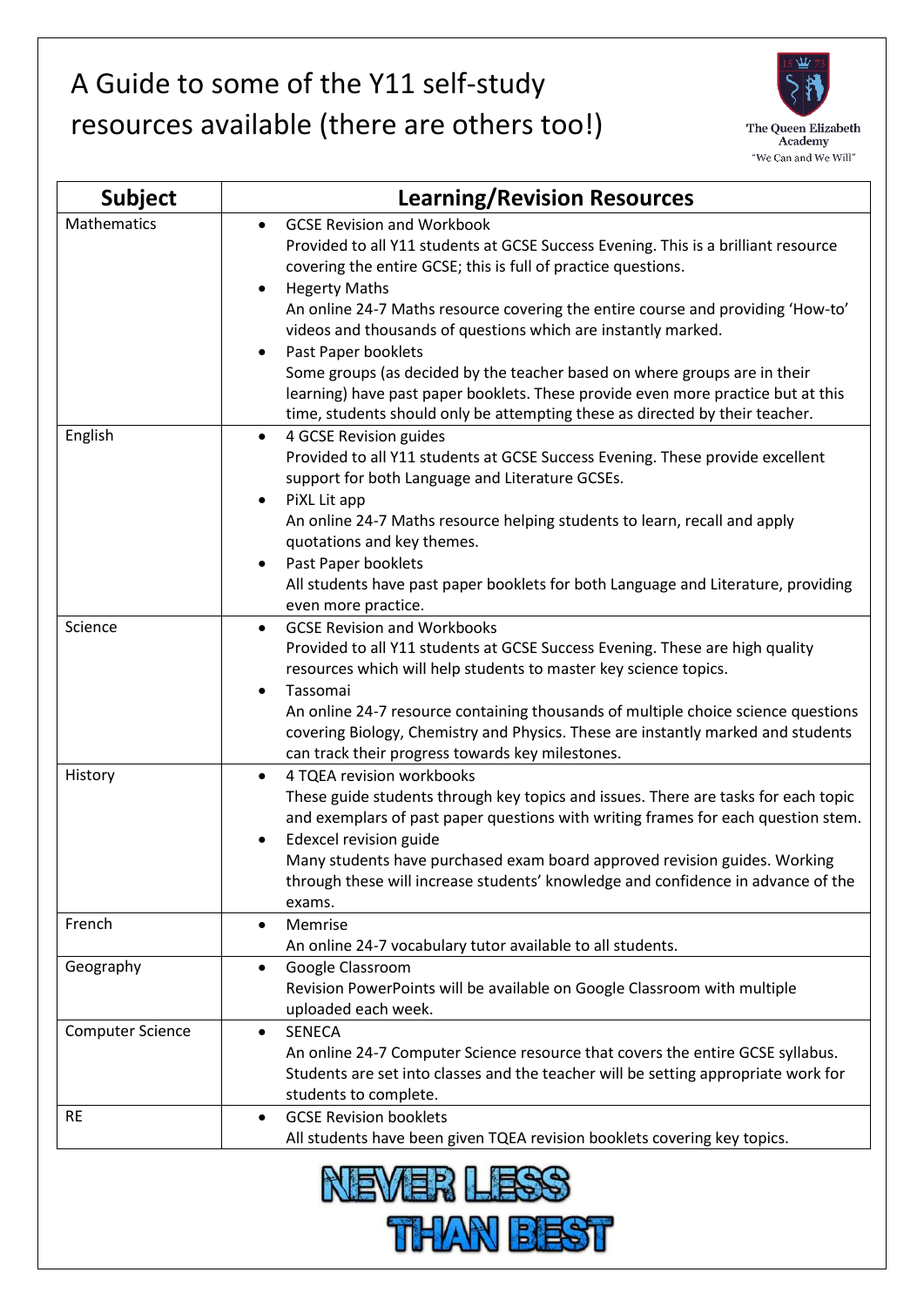# A Guide to some of the Y11 self-study resources available (there are others too!)

The Queen Elizabeth Academy
"We Can and We Will"

| Subject | Learning/Revision Resources |
|---|---|
| Mathematics | • GCSE Revision and Workbook<br>Provided to all Y11 students at GCSE Success Evening. This is a brilliant resource covering the entire GCSE; this is full of practice questions.<br>• Hegerty Maths<br>An online 24-7 Maths resource covering the entire course and providing 'How-to' videos and thousands of questions which are instantly marked.<br>• Past Paper booklets<br>Some groups (as decided by the teacher based on where groups are in their learning) have past paper booklets. These provide even more practice but at this time, students should only be attempting these as directed by their teacher. |
| English | • 4 GCSE Revision guides<br>Provided to all Y11 students at GCSE Success Evening. These provide excellent support for both Language and Literature GCSEs.<br>• PiXL Lit app<br>An online 24-7 Maths resource helping students to learn, recall and apply quotations and key themes.<br>• Past Paper booklets<br>All students have past paper booklets for both Language and Literature, providing even more practice. |
| Science | • GCSE Revision and Workbooks<br>Provided to all Y11 students at GCSE Success Evening. These are high quality resources which will help students to master key science topics.<br>• Tassomai<br>An online 24-7 resource containing thousands of multiple choice science questions covering Biology, Chemistry and Physics. These are instantly marked and students can track their progress towards key milestones. |
| History | • 4 TQEA revision workbooks<br>These guide students through key topics and issues. There are tasks for each topic and exemplars of past paper questions with writing frames for each question stem.<br>• Edexcel revision guide<br>Many students have purchased exam board approved revision guides. Working through these will increase students' knowledge and confidence in advance of the exams. |
| French | • Memrise<br>An online 24-7 vocabulary tutor available to all students. |
| Geography | • Google Classroom<br>Revision PowerPoints will be available on Google Classroom with multiple uploaded each week. |
| Computer Science | • SENECA<br>An online 24-7 Computer Science resource that covers the entire GCSE syllabus. Students are set into classes and the teacher will be setting appropriate work for students to complete. |
| RE | • GCSE Revision booklets<br>All students have been given TQEA revision booklets covering key topics. |

NEVER LESS THAN BEST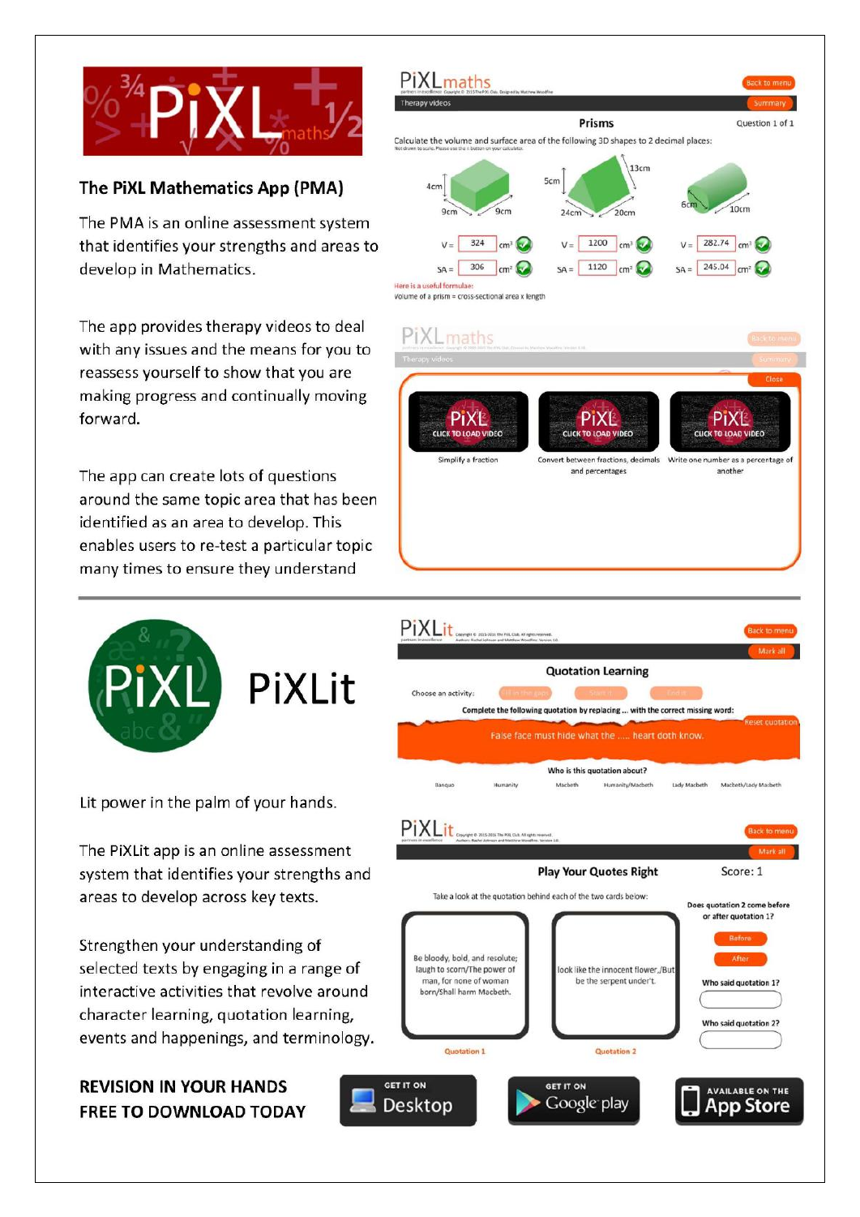## The PiXL Mathematics App (PMA)

The PMA is an online assessment system that identifies your strengths and areas to develop in Mathematics.

The app provides therapy videos to deal with any issues and the means for you to reassess yourself to show that you are making progress and continually moving forward.

The app can create lots of questions around the same topic area that has been identified as an area to develop. This enables users to re-test a particular topic many times to ensure they understand

## PiXLit

Lit power in the palm of your hands.

The PiXLit app is an online assessment system that identifies your strengths and areas to develop across key texts.

Strengthen your understanding of selected texts by engaging in a range of interactive activities that revolve around character learning, quotation learning, events and happenings, and terminology.

**REVISION IN YOUR HANDS**
**FREE TO DOWNLOAD TODAY**

GET IT ON Desktop | GET IT ON Google play | AVAILABLE ON THE App Store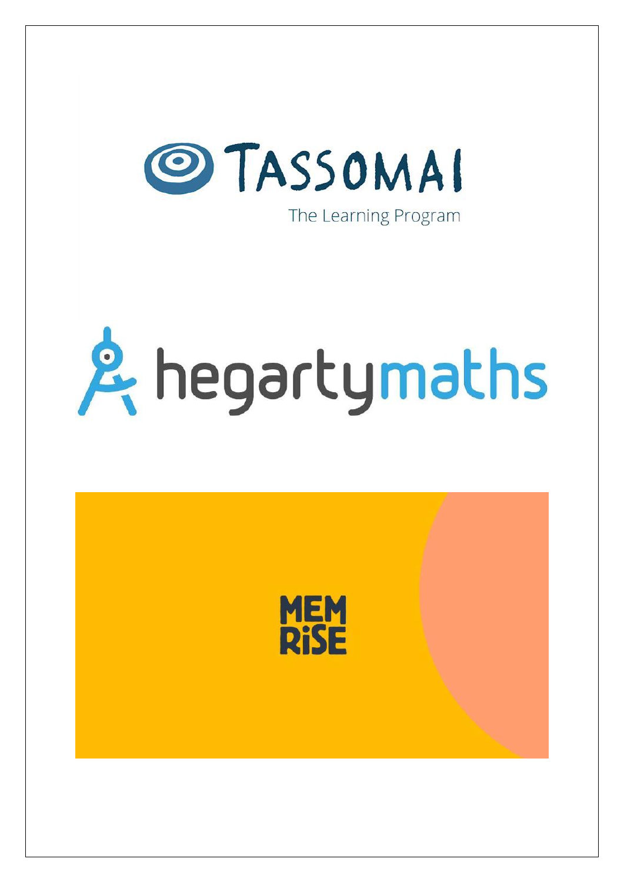TASSOMAI

The Learning Program

hegartymaths

MEM
RiSE